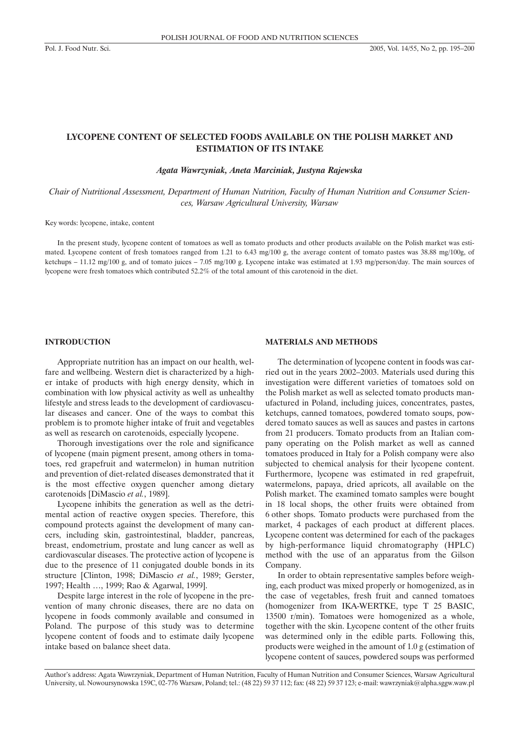# LYCOPENE CONTENT OF SELECTED FOODS AVAILABLE ON THE POLISH MARKET AND ESTIMATION OF ITS INTAKE

*Agata Wawrzyniak, Aneta Marciniak, Justyna Rajewska*

*Chair of Nutritional Assessment, Department of Human Nutrition, Faculty of Human Nutrition and Consumer Sciences, Warsaw Agricultural University, Warsaw*

Key words: lycopene, intake, content

In the present study, lycopene content of tomatoes as well as tomato products and other products available on the Polish market was estimated. Lycopene content of fresh tomatoes ranged from 1.21 to 6.43 mg/100 g, the average content of tomato pastes was 38.88 mg/100g, of ketchups – 11.12 mg/100 g, and of tomato juices – 7.05 mg/100 g. Lycopene intake was estimated at 1.93 mg/person/day. The main sources of lycopene were fresh tomatoes which contributed 52.2% of the total amount of this carotenoid in the diet.

## INTRODUCTION

Appropriate nutrition has an impact on our health, welfare and wellbeing. Western diet is characterized by a higher intake of products with high energy density, which in combination with low physical activity as well as unhealthy lifestyle and stress leads to the development of cardiovascular diseases and cancer. One of the ways to combat this problem is to promote higher intake of fruit and vegetables as well as research on carotenoids, especially lycopene.

Thorough investigations over the role and significance of lycopene (main pigment present, among others in tomatoes, red grapefruit and watermelon) in human nutrition and prevention of diet-related diseases demonstrated that it is the most effective oxygen quencher among dietary carotenoids [DiMascio *et al.*, 1989].

Lycopene inhibits the generation as well as the detrimental action of reactive oxygen species. Therefore, this compound protects against the development of many cancers, including skin, gastrointestinal, bladder, pancreas, breast, endometrium, prostate and lung cancer as well as cardiovascular diseases. The protective action of lycopene is due to the presence of 11 conjugated double bonds in its structure [Clinton, 1998; DiMascio *et al.*, 1989; Gerster, 1997; Health …, 1999; Rao & Agarwal, 1999].

Despite large interest in the role of lycopene in the prevention of many chronic diseases, there are no data on lycopene in foods commonly available and consumed in Poland. The purpose of this study was to determine lycopene content of foods and to estimate daily lycopene intake based on balance sheet data.

## MATERIALS AND METHODS

The determination of lycopene content in foods was carried out in the years 2002–2003. Materials used during this investigation were different varieties of tomatoes sold on the Polish market as well as selected tomato products manufactured in Poland, including juices, concentrates, pastes, ketchups, canned tomatoes, powdered tomato soups, powdered tomato sauces as well as sauces and pastes in cartons from 21 producers. Tomato products from an Italian company operating on the Polish market as well as canned tomatoes produced in Italy for a Polish company were also subjected to chemical analysis for their lycopene content. Furthermore, lycopene was estimated in red grapefruit, watermelons, papaya, dried apricots, all available on the Polish market. The examined tomato samples were bought in 18 local shops, the other fruits were obtained from 6 other shops. Tomato products were purchased from the market, 4 packages of each product at different places. Lycopene content was determined for each of the packages by high-performance liquid chromatography (HPLC) method with the use of an apparatus from the Gilson Company.

In order to obtain representative samples before weighing, each product was mixed properly or homogenized, as in the case of vegetables, fresh fruit and canned tomatoes (homogenizer from IKA-WERTKE, type T 25 BASIC, 13500 r/min). Tomatoes were homogenized as a whole, together with the skin. Lycopene content of the other fruits was determined only in the edible parts. Following this, products were weighed in the amount of 1.0 g (estimation of lycopene content of sauces, powdered soups was performed

Author's address: Agata Wawrzyniak, Department of Human Nutrition, Faculty of Human Nutrition and Consumer Sciences, Warsaw Agricultural University, ul. Nowoursynowska 159C, 02-776 Warsaw, Poland; tel.: (48 22) 59 37 112; fax: (48 22) 59 37 123; e-mail: wawrzyniak@alpha.sggw.waw.pl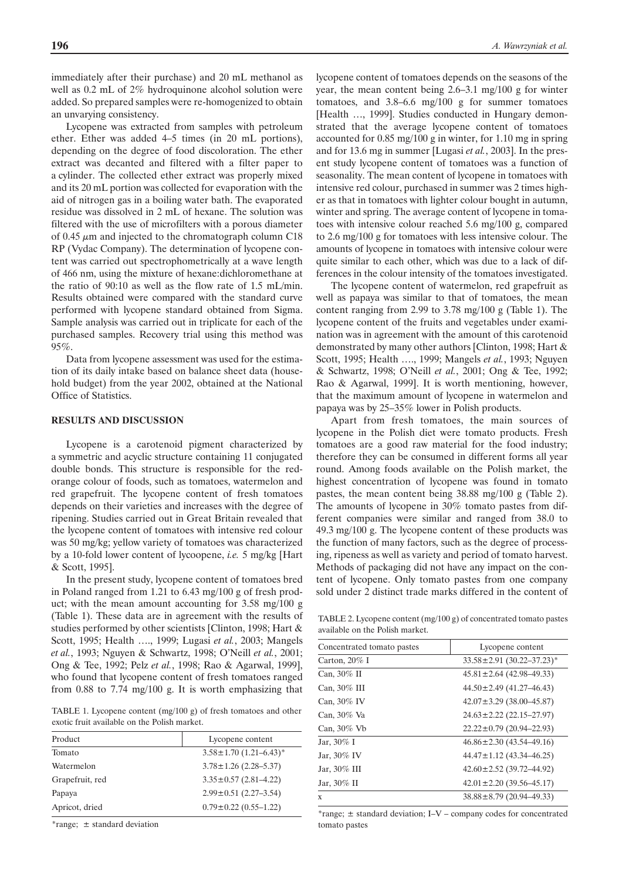immediately after their purchase) and 20 mL methanol as well as 0.2 mL of 2% hydroquinone alcohol solution were added. So prepared samples were re-homogenized to obtain an unvarying consistency.

Lycopene was extracted from samples with petroleum ether. Ether was added 4–5 times (in 20 mL portions), depending on the degree of food discoloration. The ether extract was decanted and filtered with a filter paper to a cylinder. The collected ether extract was properly mixed and its 20 mL portion was collected for evaporation with the aid of nitrogen gas in a boiling water bath. The evaporated residue was dissolved in 2 mL of hexane. The solution was filtered with the use of microfilters with a porous diameter of 0.45 $\mu$m and injected to the chromatograph column C18 RP (Vydac Company). The determination of lycopene content was carried out spectrophotometrically at a wave length of 466 nm, using the mixture of hexane:dichloromethane at the ratio of 90:10 as well as the flow rate of 1.5 mL/min. Results obtained were compared with the standard curve performed with lycopene standard obtained from Sigma. Sample analysis was carried out in triplicate for each of the purchased samples. Recovery trial using this method was 95%.

Data from lycopene assessment was used for the estimation of its daily intake based on balance sheet data (household budget) from the year 2002, obtained at the National Office of Statistics.

## RESULTS AND DISCUSSION

Lycopene is a carotenoid pigment characterized by a symmetric and acyclic structure containing 11 conjugated double bonds. This structure is responsible for the red-orange colour of foods, such as tomatoes, watermelon and red grapefruit. The lycopene content of fresh tomatoes depends on their varieties and increases with the degree of ripening. Studies carried out in Great Britain revealed that the lycopene content of tomatoes with intensive red colour was 50 mg/kg; yellow variety of tomatoes was characterized by a 10-fold lower content of lycoopene, *i.e.* 5 mg/kg [Hart & Scott, 1995].

In the present study, lycopene content of tomatoes bred in Poland ranged from 1.21 to 6.43 mg/100 g of fresh product; with the mean amount accounting for 3.58 mg/100 g (Table 1). These data are in agreement with the results of studies performed by other scientists [Clinton, 1998; Hart & Scott, 1995; Health …., 1999; Lugasi *et al.*, 2003; Mangels *et al.*, 1993; Nguyen & Schwartz, 1998; O'Neill *et al.*, 2001; Ong & Tee, 1992; Pelz *et al.*, 1998; Rao & Agarwal, 1999], who found that lycopene content of fresh tomatoes ranged from 0.88 to 7.74 mg/100 g. It is worth emphasizing that lycopene content of tomatoes depends on the seasons of the year, the mean content being 2.6–3.1 mg/100 g for winter tomatoes, and 3.8–6.6 mg/100 g for summer tomatoes [Health …, 1999]. Studies conducted in Hungary demonstrated that the average lycopene content of tomatoes accounted for 0.85 mg/100 g in winter, for 1.10 mg in spring and for 13.6 mg in summer [Lugasi *et al.*, 2003]. In the present study lycopene content of tomatoes was a function of seasonality. The mean content of lycopene in tomatoes with intensive red colour, purchased in summer was 2 times higher as that in tomatoes with lighter colour bought in autumn, winter and spring. The average content of lycopene in tomatoes with intensive colour reached 5.6 mg/100 g, compared to 2.6 mg/100 g for tomatoes with less intensive colour. The amounts of lycopene in tomatoes with intensive colour were quite similar to each other, which was due to a lack of differences in the colour intensity of the tomatoes investigated.

TABLE 1. Lycopene content (mg/100 g) of fresh tomatoes and other exotic fruit available on the Polish market.

| Product | Lycopene content |
|---|---|
| Tomato | 3.58±1.70 (1.21–6.43)* |
| Watermelon | 3.78±1.26 (2.28–5.37) |
| Grapefruit, red | 3.35±0.57 (2.81–4.22) |
| Papaya | 2.99±0.51 (2.27–3.54) |
| Apricot, dried | 0.79±0.22 (0.55–1.22) |

*range; ± standard deviation

The lycopene content of watermelon, red grapefruit as well as papaya was similar to that of tomatoes, the mean content ranging from 2.99 to 3.78 mg/100 g (Table 1). The lycopene content of the fruits and vegetables under examination was in agreement with the amount of this carotenoid demonstrated by many other authors [Clinton, 1998; Hart & Scott, 1995; Health …., 1999; Mangels *et al.*, 1993; Nguyen & Schwartz, 1998; O'Neill *et al.*, 2001; Ong & Tee, 1992; Rao & Agarwal, 1999]. It is worth mentioning, however, that the maximum amount of lycopene in watermelon and papaya was by 25–35% lower in Polish products.

Apart from fresh tomatoes, the main sources of lycopene in the Polish diet were tomato products. Fresh tomatoes are a good raw material for the food industry; therefore they can be consumed in different forms all year round. Among foods available on the Polish market, the highest concentration of lycopene was found in tomato pastes, the mean content being 38.88 mg/100 g (Table 2). The amounts of lycopene in 30% tomato pastes from different companies were similar and ranged from 38.0 to 49.3 mg/100 g. The lycopene content of these products was the function of many factors, such as the degree of processing, ripeness as well as variety and period of tomato harvest. Methods of packaging did not have any impact on the content of lycopene. Only tomato pastes from one company sold under 2 distinct trade marks differed in the content of

TABLE 2. Lycopene content (mg/100 g) of concentrated tomato pastes available on the Polish market.

| Concentrated tomato pastes | Lycopene content |
|---|---|
| Carton, 20% I | 33.58±2.91 (30.22–37.23)* |
| Can, 30% II | 45.81±2.64 (42.98–49.33) |
| Can, 30% III | 44.50±2.49 (41.27–46.43) |
| Can, 30% IV | 42.07±3.29 (38.00–45.87) |
| Can, 30% Va | 24.63±2.22 (22.15–27.97) |
| Can, 30% Vb | 22.22±0.79 (20.94–22.93) |
| Jar, 30% I | 46.86±2.30 (43.54–49.16) |
| Jar, 30% IV | 44.47±1.12 (43.34–46.25) |
| Jar, 30% III | 42.60±2.52 (39.72–44.92) |
| Jar, 30% II | 42.01±2.20 (39.56–45.17) |
| x | 38.88±8.79 (20.94–49.33) |

*range; ± standard deviation; I–V – company codes for concentrated tomato pastes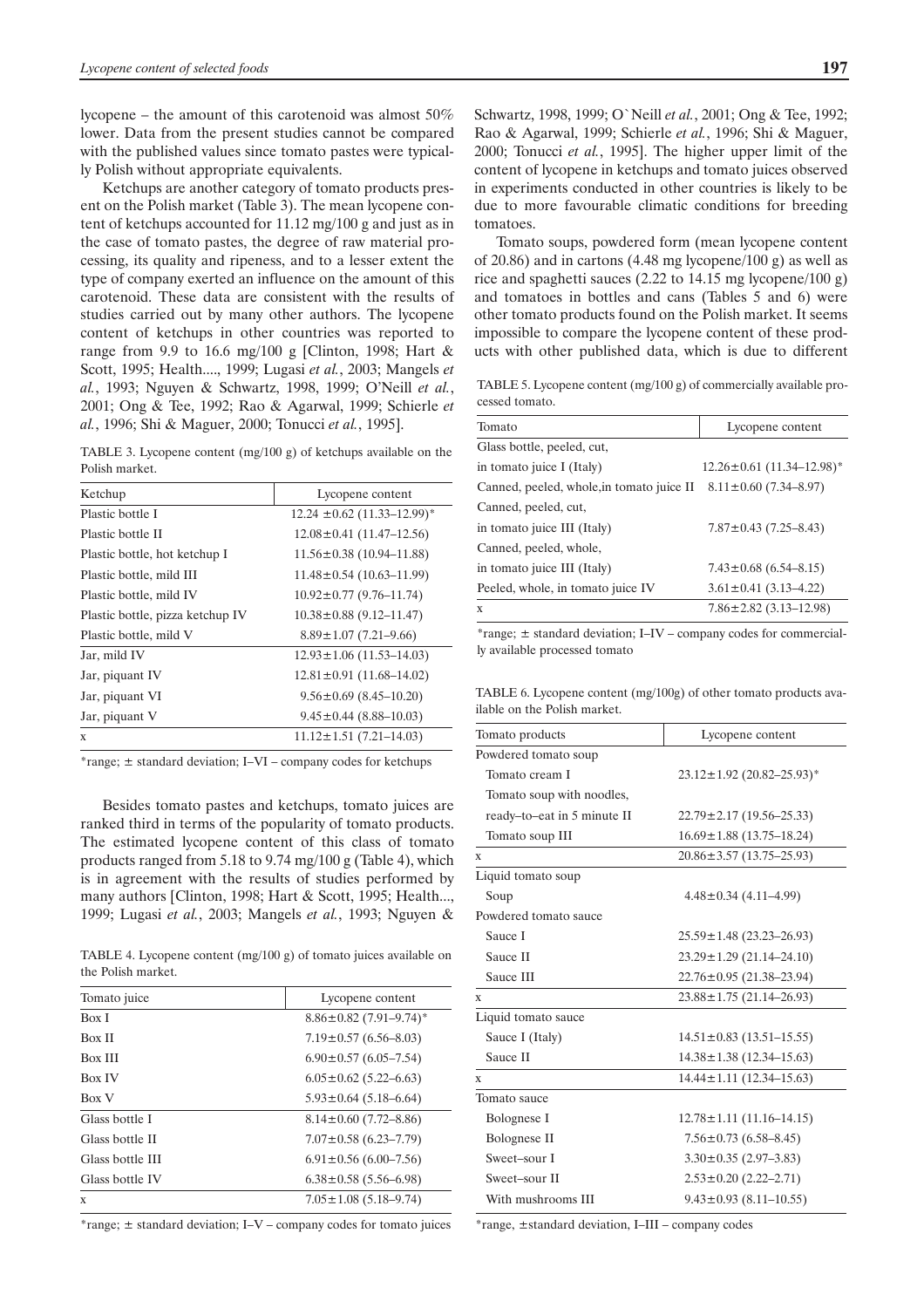lycopene – the amount of this carotenoid was almost 50% lower. Data from the present studies cannot be compared with the published values since tomato pastes were typically Polish without appropriate equivalents.

Ketchups are another category of tomato products present on the Polish market (Table 3). The mean lycopene content of ketchups accounted for 11.12 mg/100 g and just as in the case of tomato pastes, the degree of raw material processing, its quality and ripeness, and to a lesser extent the type of company exerted an influence on the amount of this carotenoid. These data are consistent with the results of studies carried out by many other authors. The lycopene content of ketchups in other countries was reported to range from 9.9 to 16.6 mg/100 g [Clinton, 1998; Hart & Scott, 1995; Health...., 1999; Lugasi *et al.*, 2003; Mangels *et al.*, 1993; Nguyen & Schwartz, 1998, 1999; O'Neill *et al.*, 2001; Ong & Tee, 1992; Rao & Agarwal, 1999; Schierle *et al.*, 1996; Shi & Maguer, 2000; Tonucci *et al.*, 1995].

TABLE 3. Lycopene content (mg/100 g) of ketchups available on the Polish market.

| Ketchup | Lycopene content |
|---|---|
| Plastic bottle I | 12.24 ±0.62 (11.33–12.99)* |
| Plastic bottle II | 12.08±0.41 (11.47–12.56) |
| Plastic bottle, hot ketchup I | 11.56±0.38 (10.94–11.88) |
| Plastic bottle, mild III | 11.48±0.54 (10.63–11.99) |
| Plastic bottle, mild IV | 10.92±0.77 (9.76–11.74) |
| Plastic bottle, pizza ketchup IV | 10.38±0.88 (9.12–11.47) |
| Plastic bottle, mild V | 8.89±1.07 (7.21–9.66) |
| Jar, mild IV | 12.93±1.06 (11.53–14.03) |
| Jar, piquant IV | 12.81±0.91 (11.68–14.02) |
| Jar, piquant VI | 9.56±0.69 (8.45–10.20) |
| Jar, piquant V | 9.45±0.44 (8.88–10.03) |
| x | 11.12±1.51 (7.21–14.03) |

*range; ± standard deviation; I–VI – company codes for ketchups

Besides tomato pastes and ketchups, tomato juices are ranked third in terms of the popularity of tomato products. The estimated lycopene content of this class of tomato products ranged from 5.18 to 9.74 mg/100 g (Table 4), which is in agreement with the results of studies performed by many authors [Clinton, 1998; Hart & Scott, 1995; Health..., 1999; Lugasi *et al.*, 2003; Mangels *et al.*, 1993; Nguyen & Schwartz, 1998, 1999; O`Neill *et al.*, 2001; Ong & Tee, 1992; Rao & Agarwal, 1999; Schierle *et al.*, 1996; Shi & Maguer, 2000; Tonucci *et al.*, 1995]. The higher upper limit of the content of lycopene in ketchups and tomato juices observed in experiments conducted in other countries is likely to be due to more favourable climatic conditions for breeding tomatoes.

TABLE 4. Lycopene content (mg/100 g) of tomato juices available on the Polish market.

| Tomato juice | Lycopene content |
|---|---|
| Box I | 8.86±0.82 (7.91–9.74)* |
| Box II | 7.19±0.57 (6.56–8.03) |
| Box III | 6.90±0.57 (6.05–7.54) |
| Box IV | 6.05±0.62 (5.22–6.63) |
| Box V | 5.93±0.64 (5.18–6.64) |
| Glass bottle I | 8.14±0.60 (7.72–8.86) |
| Glass bottle II | 7.07±0.58 (6.23–7.79) |
| Glass bottle III | 6.91±0.56 (6.00–7.56) |
| Glass bottle IV | 6.38±0.58 (5.56–6.98) |
| x | 7.05±1.08 (5.18–9.74) |

*range; ± standard deviation; I–V – company codes for tomato juices

Tomato soups, powdered form (mean lycopene content of 20.86) and in cartons (4.48 mg lycopene/100 g) as well as rice and spaghetti sauces (2.22 to 14.15 mg lycopene/100 g) and tomatoes in bottles and cans (Tables 5 and 6) were other tomato products found on the Polish market. It seems impossible to compare the lycopene content of these products with other published data, which is due to different

TABLE 5. Lycopene content (mg/100 g) of commercially available processed tomato.

| Tomato | Lycopene content |
|---|---|
| Glass bottle, peeled, cut, in tomato juice I (Italy) | 12.26±0.61 (11.34–12.98)* |
| Canned, peeled, whole,in tomato juice II | 8.11±0.60 (7.34–8.97) |
| Canned, peeled, cut, in tomato juice III (Italy) | 7.87±0.43 (7.25–8.43) |
| Canned, peeled, whole, in tomato juice III (Italy) | 7.43±0.68 (6.54–8.15) |
| Peeled, whole, in tomato juice IV | 3.61±0.41 (3.13–4.22) |
| x | 7.86±2.82 (3.13–12.98) |

*range; ± standard deviation; I–IV – company codes for commercially available processed tomato

TABLE 6. Lycopene content (mg/100g) of other tomato products available on the Polish market.

| Tomato products | Lycopene content |
|---|---|
| Powdered tomato soup | |
| Tomato cream I | 23.12±1.92 (20.82–25.93)* |
| Tomato soup with noodles, ready–to–eat in 5 minute II | 22.79±2.17 (19.56–25.33) |
| Tomato soup III | 16.69±1.88 (13.75–18.24) |
| x | 20.86±3.57 (13.75–25.93) |
| Liquid tomato soup | |
| Soup | 4.48±0.34 (4.11–4.99) |
| Powdered tomato sauce | |
| Sauce I | 25.59±1.48 (23.23–26.93) |
| Sauce II | 23.29±1.29 (21.14–24.10) |
| Sauce III | 22.76±0.95 (21.38–23.94) |
| x | 23.88±1.75 (21.14–26.93) |
| Liquid tomato sauce | |
| Sauce I (Italy) | 14.51±0.83 (13.51–15.55) |
| Sauce II | 14.38±1.38 (12.34–15.63) |
| x | 14.44±1.11 (12.34–15.63) |
| Tomato sauce | |
| Bolognese I | 12.78±1.11 (11.16–14.15) |
| Bolognese II | 7.56±0.73 (6.58–8.45) |
| Sweet–sour I | 3.30±0.35 (2.97–3.83) |
| Sweet–sour II | 2.53±0.20 (2.22–2.71) |
| With mushrooms III | 9.43±0.93 (8.11–10.55) |

*range, ±standard deviation, I–III – company codes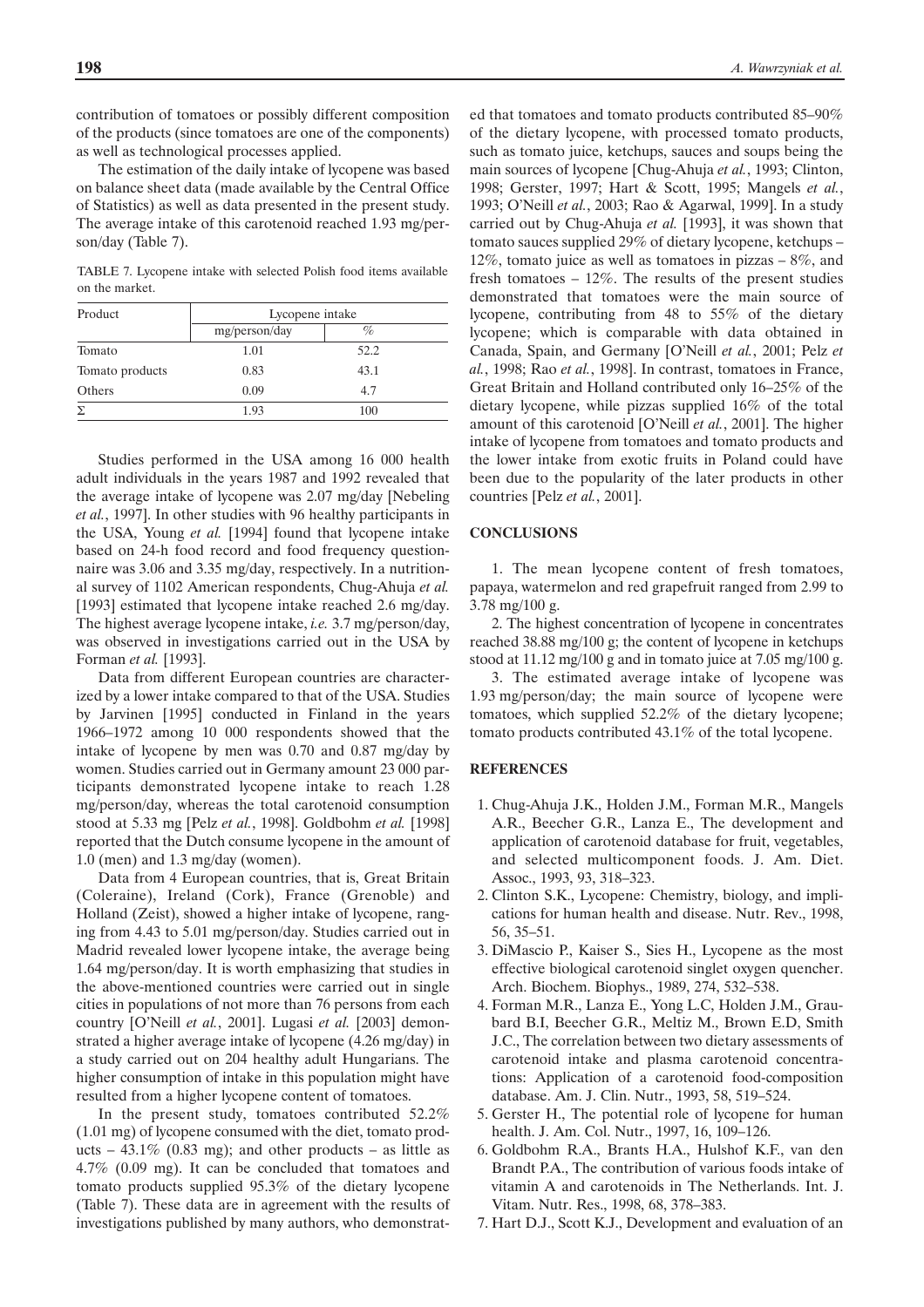contribution of tomatoes or possibly different composition of the products (since tomatoes are one of the components) as well as technological processes applied.

The estimation of the daily intake of lycopene was based on balance sheet data (made available by the Central Office of Statistics) as well as data presented in the present study. The average intake of this carotenoid reached 1.93 mg/person/day (Table 7).

TABLE 7. Lycopene intake with selected Polish food items available on the market.

| Product | Lycopene intake | |
|---|---|---|
| | mg/person/day | % |
| Tomato | 1.01 | 52.2 |
| Tomato products | 0.83 | 43.1 |
| Others | 0.09 | 4.7 |
| Σ | 1.93 | 100 |

Studies performed in the USA among 16 000 health adult individuals in the years 1987 and 1992 revealed that the average intake of lycopene was 2.07 mg/day [Nebeling *et al.*, 1997]. In other studies with 96 healthy participants in the USA, Young *et al.* [1994] found that lycopene intake based on 24-h food record and food frequency questionnaire was 3.06 and 3.35 mg/day, respectively. In a nutritional survey of 1102 American respondents, Chug-Ahuja *et al.* [1993] estimated that lycopene intake reached 2.6 mg/day. The highest average lycopene intake, *i.e.* 3.7 mg/person/day, was observed in investigations carried out in the USA by Forman *et al.* [1993].

Data from different European countries are characterized by a lower intake compared to that of the USA. Studies by Jarvinen [1995] conducted in Finland in the years 1966–1972 among 10 000 respondents showed that the intake of lycopene by men was 0.70 and 0.87 mg/day by women. Studies carried out in Germany amount 23 000 participants demonstrated lycopene intake to reach 1.28 mg/person/day, whereas the total carotenoid consumption stood at 5.33 mg [Pelz *et al.*, 1998]. Goldbohm *et al.* [1998] reported that the Dutch consume lycopene in the amount of 1.0 (men) and 1.3 mg/day (women).

Data from 4 European countries, that is, Great Britain (Coleraine), Ireland (Cork), France (Grenoble) and Holland (Zeist), showed a higher intake of lycopene, ranging from 4.43 to 5.01 mg/person/day. Studies carried out in Madrid revealed lower lycopene intake, the average being 1.64 mg/person/day. It is worth emphasizing that studies in the above-mentioned countries were carried out in single cities in populations of not more than 76 persons from each country [O'Neill *et al.*, 2001]. Lugasi *et al.* [2003] demonstrated a higher average intake of lycopene (4.26 mg/day) in a study carried out on 204 healthy adult Hungarians. The higher consumption of intake in this population might have resulted from a higher lycopene content of tomatoes.

In the present study, tomatoes contributed 52.2% (1.01 mg) of lycopene consumed with the diet, tomato products – 43.1% (0.83 mg); and other products – as little as 4.7% (0.09 mg). It can be concluded that tomatoes and tomato products supplied 95.3% of the dietary lycopene (Table 7). These data are in agreement with the results of investigations published by many authors, who demonstrated that tomatoes and tomato products contributed 85–90% of the dietary lycopene, with processed tomato products, such as tomato juice, ketchups, sauces and soups being the main sources of lycopene [Chug-Ahuja *et al.*, 1993; Clinton, 1998; Gerster, 1997; Hart & Scott, 1995; Mangels *et al.*, 1993; O'Neill *et al.*, 2003; Rao & Agarwal, 1999]. In a study carried out by Chug-Ahuja *et al.* [1993], it was shown that tomato sauces supplied 29% of dietary lycopene, ketchups – 12%, tomato juice as well as tomatoes in pizzas – 8%, and fresh tomatoes – 12%. The results of the present studies demonstrated that tomatoes were the main source of lycopene, contributing from 48 to 55% of the dietary lycopene; which is comparable with data obtained in Canada, Spain, and Germany [O'Neill *et al.*, 2001; Pelz *et al.*, 1998; Rao *et al.*, 1998]. In contrast, tomatoes in France, Great Britain and Holland contributed only 16–25% of the dietary lycopene, while pizzas supplied 16% of the total amount of this carotenoid [O'Neill *et al.*, 2001]. The higher intake of lycopene from tomatoes and tomato products and the lower intake from exotic fruits in Poland could have been due to the popularity of the later products in other countries [Pelz *et al.*, 2001].

## CONCLUSIONS

1. The mean lycopene content of fresh tomatoes, papaya, watermelon and red grapefruit ranged from 2.99 to 3.78 mg/100 g.

2. The highest concentration of lycopene in concentrates reached 38.88 mg/100 g; the content of lycopene in ketchups stood at 11.12 mg/100 g and in tomato juice at 7.05 mg/100 g.

3. The estimated average intake of lycopene was 1.93 mg/person/day; the main source of lycopene were tomatoes, which supplied 52.2% of the dietary lycopene; tomato products contributed 43.1% of the total lycopene.

## REFERENCES

1. Chug-Ahuja J.K., Holden J.M., Forman M.R., Mangels A.R., Beecher G.R., Lanza E., The development and application of carotenoid database for fruit, vegetables, and selected multicomponent foods. J. Am. Diet. Assoc., 1993, 93, 318–323.
2. Clinton S.K., Lycopene: Chemistry, biology, and implications for human health and disease. Nutr. Rev., 1998, 56, 35–51.
3. DiMascio P., Kaiser S., Sies H., Lycopene as the most effective biological carotenoid singlet oxygen quencher. Arch. Biochem. Biophys., 1989, 274, 532–538.
4. Forman M.R., Lanza E., Yong L.C, Holden J.M., Graubard B.I, Beecher G.R., Meltiz M., Brown E.D, Smith J.C., The correlation between two dietary assessments of carotenoid intake and plasma carotenoid concentrations: Application of a carotenoid food-composition database. Am. J. Clin. Nutr., 1993, 58, 519–524.
5. Gerster H., The potential role of lycopene for human health. J. Am. Col. Nutr., 1997, 16, 109–126.
6. Goldbohm R.A., Brants H.A., Hulshof K.F., van den Brandt P.A., The contribution of various foods intake of vitamin A and carotenoids in The Netherlands. Int. J. Vitam. Nutr. Res., 1998, 68, 378–383.
7. Hart D.J., Scott K.J., Development and evaluation of an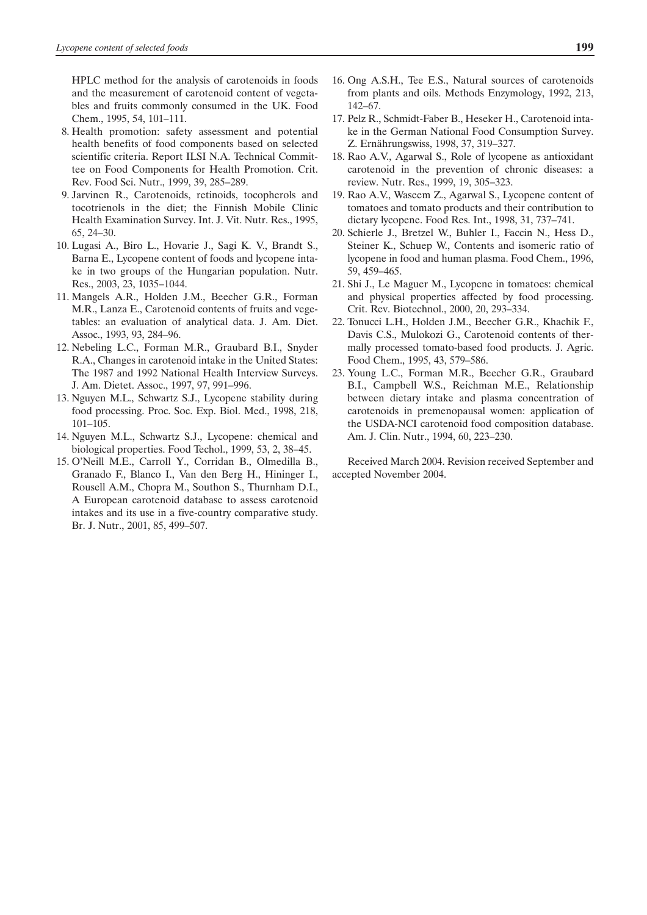HPLC method for the analysis of carotenoids in foods and the measurement of carotenoid content of vegetables and fruits commonly consumed in the UK. Food Chem., 1995, 54, 101–111.

8. Health promotion: safety assessment and potential health benefits of food components based on selected scientific criteria. Report ILSI N.A. Technical Committee on Food Components for Health Promotion. Crit. Rev. Food Sci. Nutr., 1999, 39, 285–289.
9. Jarvinen R., Carotenoids, retinoids, tocopherols and tocotrienols in the diet; the Finnish Mobile Clinic Health Examination Survey. Int. J. Vit. Nutr. Res., 1995, 65, 24–30.
10. Lugasi A., Biro L., Hovarie J., Sagi K. V., Brandt S., Barna E., Lycopene content of foods and lycopene intake in two groups of the Hungarian population. Nutr. Res., 2003, 23, 1035–1044.
11. Mangels A.R., Holden J.M., Beecher G.R., Forman M.R., Lanza E., Carotenoid contents of fruits and vegetables: an evaluation of analytical data. J. Am. Diet. Assoc., 1993, 93, 284–96.
12. Nebeling L.C., Forman M.R., Graubard B.I., Snyder R.A., Changes in carotenoid intake in the United States: The 1987 and 1992 National Health Interview Surveys. J. Am. Dietet. Assoc., 1997, 97, 991–996.
13. Nguyen M.L., Schwartz S.J., Lycopene stability during food processing. Proc. Soc. Exp. Biol. Med., 1998, 218, 101–105.
14. Nguyen M.L., Schwartz S.J., Lycopene: chemical and biological properties. Food Techol., 1999, 53, 2, 38–45.
15. O'Neill M.E., Carroll Y., Corridan B., Olmedilla B., Granado F., Blanco I., Van den Berg H., Hininger I., Rousell A.M., Chopra M., Southon S., Thurnham D.I., A European carotenoid database to assess carotenoid intakes and its use in a five-country comparative study. Br. J. Nutr., 2001, 85, 499–507.
16. Ong A.S.H., Tee E.S., Natural sources of carotenoids from plants and oils. Methods Enzymology, 1992, 213, 142–67.
17. Pelz R., Schmidt-Faber B., Heseker H., Carotenoid intake in the German National Food Consumption Survey. Z. Ernährungswiss, 1998, 37, 319–327.
18. Rao A.V., Agarwal S., Role of lycopene as antioxidant carotenoid in the prevention of chronic diseases: a review. Nutr. Res., 1999, 19, 305–323.
19. Rao A.V., Waseem Z., Agarwal S., Lycopene content of tomatoes and tomato products and their contribution to dietary lycopene. Food Res. Int., 1998, 31, 737–741.
20. Schierle J., Bretzel W., Buhler I., Faccin N., Hess D., Steiner K., Schuep W., Contents and isomeric ratio of lycopene in food and human plasma. Food Chem., 1996, 59, 459–465.
21. Shi J., Le Maguer M., Lycopene in tomatoes: chemical and physical properties affected by food processing. Crit. Rev. Biotechnol., 2000, 20, 293–334.
22. Tonucci L.H., Holden J.M., Beecher G.R., Khachik F., Davis C.S., Mulokozi G., Carotenoid contents of thermally processed tomato-based food products. J. Agric. Food Chem., 1995, 43, 579–586.
23. Young L.C., Forman M.R., Beecher G.R., Graubard B.I., Campbell W.S., Reichman M.E., Relationship between dietary intake and plasma concentration of carotenoids in premenopausal women: application of the USDA-NCI carotenoid food composition database. Am. J. Clin. Nutr., 1994, 60, 223–230.

Received March 2004. Revision received September and accepted November 2004.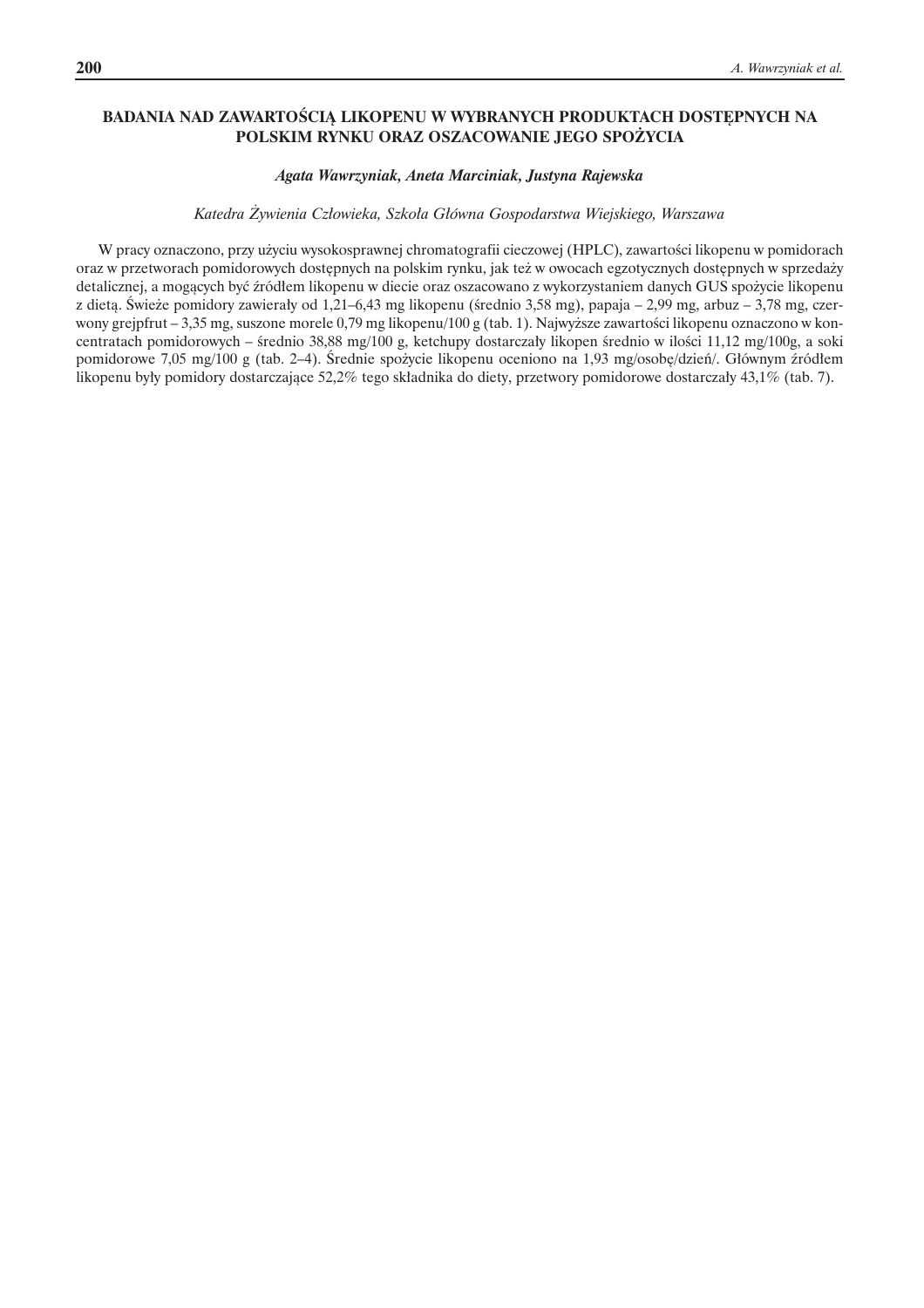## BADANIA NAD ZAWARTOŚCIĄ LIKOPENU W WYBRANYCH PRODUKTACH DOSTĘPNYCH NA POLSKIM RYNKU ORAZ OSZACOWANIE JEGO SPOŻYCIA

***Agata Wawrzyniak, Aneta Marciniak, Justyna Rajewska***

*Katedra Żywienia Człowieka, Szkoła Główna Gospodarstwa Wiejskiego, Warszawa*

W pracy oznaczono, przy użyciu wysokosprawnej chromatografii cieczowej (HPLC), zawartości likopenu w pomidorach oraz w przetworach pomidorowych dostępnych na polskim rynku, jak też w owocach egzotycznych dostępnych w sprzedaży detalicznej, a mogących być źródłem likopenu w diecie oraz oszacowano z wykorzystaniem danych GUS spożycie likopenu z dietą. Świeże pomidory zawierały od 1,21–6,43 mg likopenu (średnio 3,58 mg), papaja – 2,99 mg, arbuz – 3,78 mg, czerwony grejpfrut – 3,35 mg, suszone morele 0,79 mg likopenu/100 g (tab. 1). Najwyższe zawartości likopenu oznaczono w koncentratach pomidorowych – średnio 38,88 mg/100 g, ketchupy dostarczały likopen średnio w ilości 11,12 mg/100g, a soki pomidorowe 7,05 mg/100 g (tab. 2–4). Średnie spożycie likopenu oceniono na 1,93 mg/osobę/dzień/. Głównym źródłem likopenu były pomidory dostarczające 52,2% tego składnika do diety, przetwory pomidorowe dostarczały 43,1% (tab. 7).